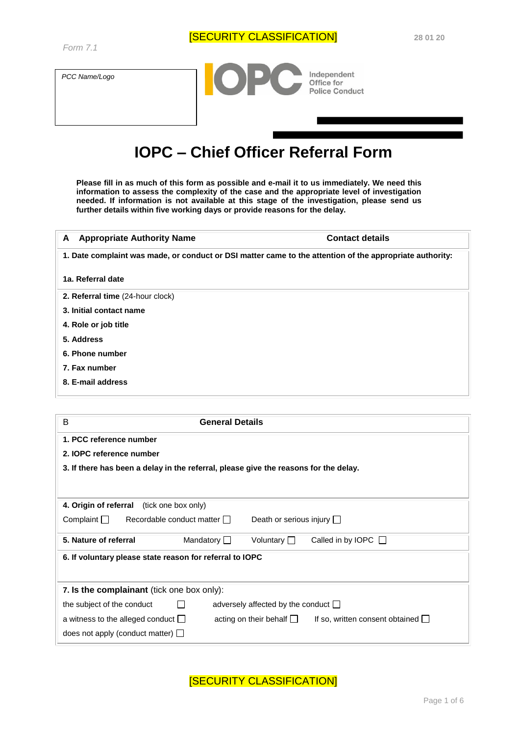[SECURITY CLASSIFICATION]

28 01 20

*Form 7.1*

*PCC Name/Logo*

Independent Office for Police Conduct

# IOPC – Chief Officer Referral Form

**Please fill in as much of this form as possible and e-mail it to us immediately. We need this information to assess the complexity of the case and the appropriate level of investigation needed. If information is not available at this stage of the investigation, please send us further details within five working days or provide reasons for the delay.**

| **A Appropriate Authority Name** | **Contact details** |
|---|---|
| **1. Date complaint was made, or conduct or DSI matter came to the attention of the appropriate authority:** | |
| **1a. Referral date** | |
| **2. Referral time** (24-hour clock) | |
| **3. Initial contact name** | |
| **4. Role or job title** | |
| **5. Address** | |
| **6. Phone number** | |
| **7. Fax number** | |
| **8. E-mail address** | |

| B **General Details** | | |
|---|---|---|
| **1. PCC reference number** | | |
| **2. IOPC reference number** | | |
| **3. If there has been a delay in the referral, please give the reasons for the delay.** | | |
| **4. Origin of referral** (tick one box only) | | |
| Complaint ☐ | Recordable conduct matter ☐ | Death or serious injury ☐ |
| **5. Nature of referral** | Mandatory ☐ | Voluntary ☐ Called in by IOPC ☐ |
| **6. If voluntary please state reason for referral to IOPC** | | |
| **7. Is the complainant** (tick one box only): | | |
| the subject of the conduct ☐ | adversely affected by the conduct ☐ | |
| a witness to the alleged conduct ☐ | acting on their behalf ☐ | If so, written consent obtained ☐ |
| does not apply (conduct matter) ☐ | | |

[SECURITY CLASSIFICATION]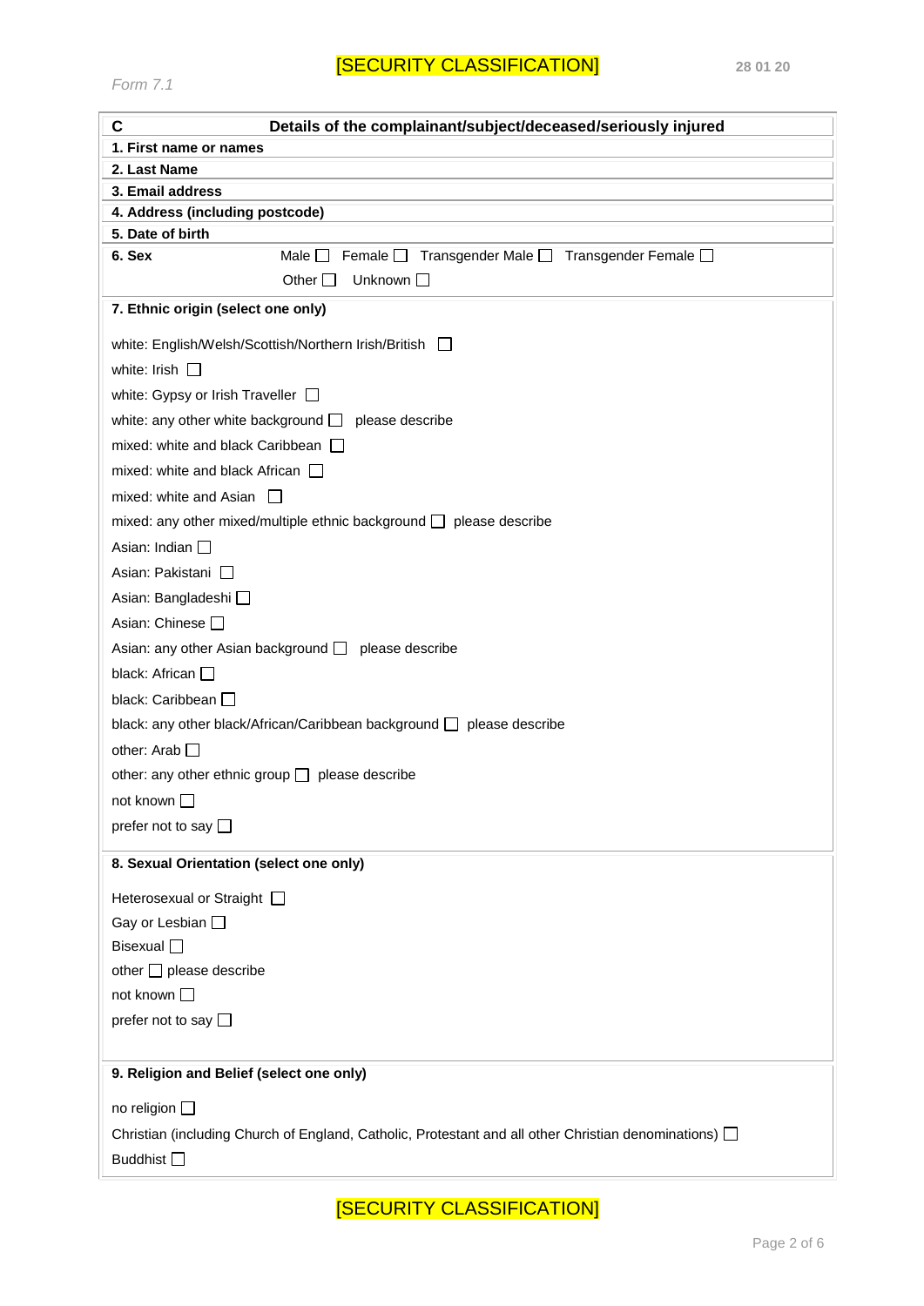*Form 7.1*

| C | Details of the complainant/subject/deceased/seriously injured |
|---|---|
| **1. First name or names** | |
| **2. Last Name** | |
| **3. Email address** | |
| **4. Address (including postcode)** | |
| **5. Date of birth** | |
| **6. Sex** | Male ☐ Female ☐ Transgender Male ☐ Transgender Female ☐ Other ☐ Unknown ☐ |

**7. Ethnic origin (select one only)**

white: English/Welsh/Scottish/Northern Irish/British ☐

white: Irish ☐

white: Gypsy or Irish Traveller ☐

white: any other white background ☐ please describe

mixed: white and black Caribbean ☐

mixed: white and black African ☐

mixed: white and Asian ☐

mixed: any other mixed/multiple ethnic background ☐ please describe

Asian: Indian ☐

Asian: Pakistani ☐

Asian: Bangladeshi ☐

Asian: Chinese ☐

Asian: any other Asian background ☐ please describe

black: African ☐

black: Caribbean ☐

black: any other black/African/Caribbean background ☐ please describe

other: Arab ☐

other: any other ethnic group ☐ please describe

not known ☐

prefer not to say ☐

**8. Sexual Orientation (select one only)**

Heterosexual or Straight ☐

Gay or Lesbian ☐

Bisexual ☐

other ☐ please describe

not known ☐

prefer not to say ☐

**9. Religion and Belief (select one only)**

no religion ☐

Christian (including Church of England, Catholic, Protestant and all other Christian denominations) ☐

Buddhist ☐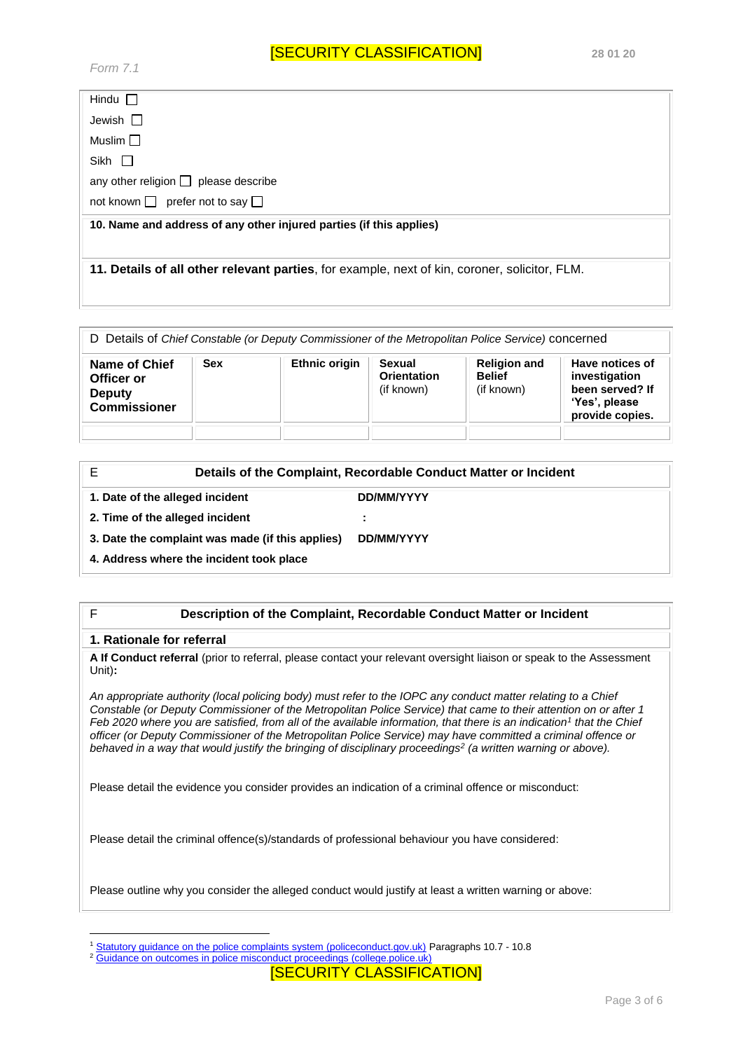[SECURITY CLASSIFICATION]

*Form 7.1*

Hindu ☐

Jewish ☐

Muslim ☐

Sikh ☐

any other religion ☐ please describe

not known ☐ prefer not to say ☐

**10. Name and address of any other injured parties (if this applies)**

**11. Details of all other relevant parties**, for example, next of kin, coroner, solicitor, FLM.

D Details of *Chief Constable (or Deputy Commissioner of the Metropolitan Police Service)* concerned

| **Name of Chief Officer or Deputy Commissioner** | **Sex** | **Ethnic origin** | **Sexual Orientation** (if known) | **Religion and Belief** (if known) | **Have notices of investigation been served? If 'Yes', please provide copies.** |
|---|---|---|---|---|---|
| | | | | | |

## E Details of the Complaint, Recordable Conduct Matter or Incident

| | |
|---|---|
| **1. Date of the alleged incident** | **DD/MM/YYYY** |
| **2. Time of the alleged incident** | **:** |
| **3. Date the complaint was made (if this applies)** | **DD/MM/YYYY** |
| **4. Address where the incident took place** | |

## F Description of the Complaint, Recordable Conduct Matter or Incident

**1. Rationale for referral**

**A If Conduct referral** (prior to referral, please contact your relevant oversight liaison or speak to the Assessment Unit)**:**

*An appropriate authority (local policing body) must refer to the IOPC any conduct matter relating to a Chief Constable (or Deputy Commissioner of the Metropolitan Police Service) that came to their attention on or after 1 Feb 2020 where you are satisfied, from all of the available information, that there is an indication[1] that the Chief officer (or Deputy Commissioner of the Metropolitan Police Service) may have committed a criminal offence or behaved in a way that would justify the bringing of disciplinary proceedings[2] (a written warning or above).*

Please detail the evidence you consider provides an indication of a criminal offence or misconduct:

Please detail the criminal offence(s)/standards of professional behaviour you have considered:

Please outline why you consider the alleged conduct would justify at least a written warning or above:

---

[1] Statutory guidance on the police complaints system (policeconduct.gov.uk) Paragraphs 10.7 - 10.8

[2] Guidance on outcomes in police misconduct proceedings (college.police.uk)

[SECURITY CLASSIFICATION]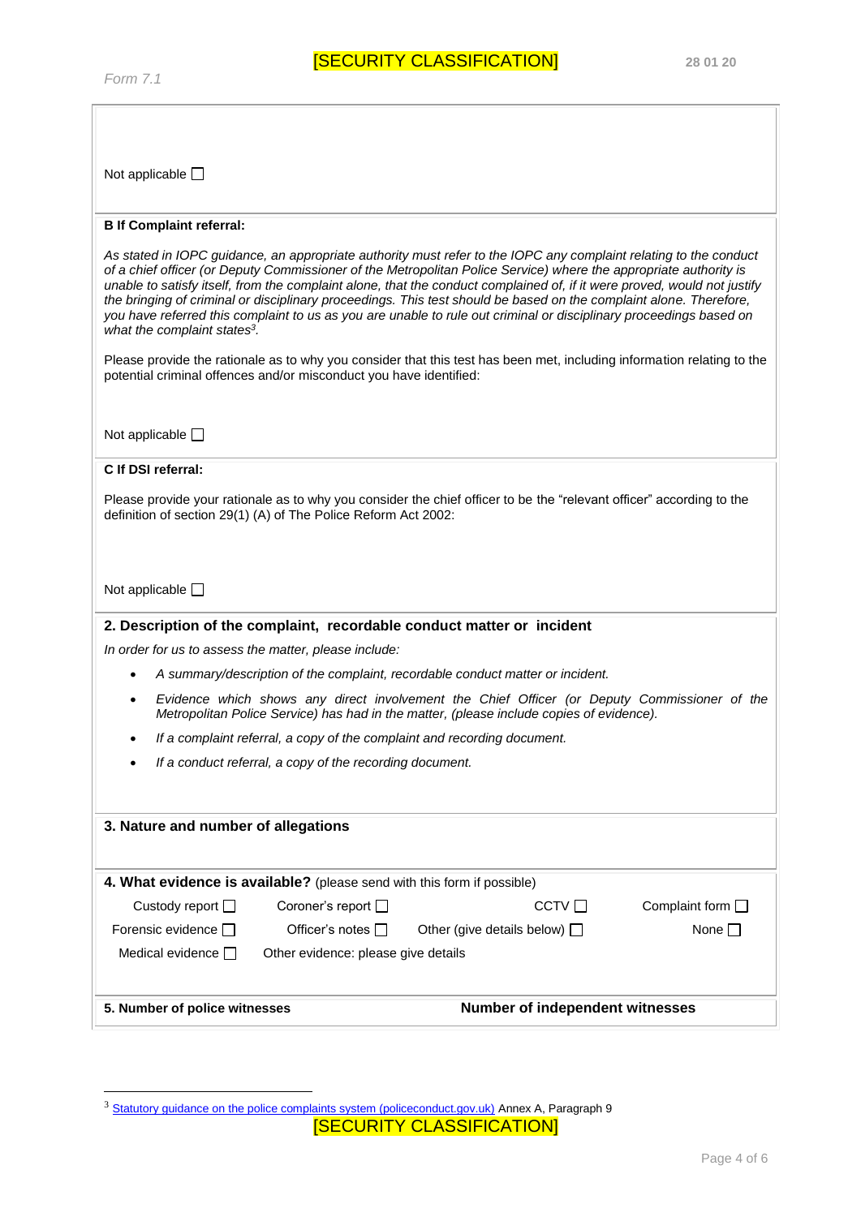Not applicable ☐

**B If Complaint referral:**

*As stated in IOPC guidance, an appropriate authority must refer to the IOPC any complaint relating to the conduct of a chief officer (or Deputy Commissioner of the Metropolitan Police Service) where the appropriate authority is unable to satisfy itself, from the complaint alone, that the conduct complained of, if it were proved, would not justify the bringing of criminal or disciplinary proceedings. This test should be based on the complaint alone. Therefore, you have referred this complaint to us as you are unable to rule out criminal or disciplinary proceedings based on what the complaint states[3].*

Please provide the rationale as to why you consider that this test has been met, including information relating to the potential criminal offences and/or misconduct you have identified:

Not applicable ☐

**C If DSI referral:**

Please provide your rationale as to why you consider the chief officer to be the "relevant officer" according to the definition of section 29(1) (A) of The Police Reform Act 2002:

Not applicable ☐

**2. Description of the complaint, recordable conduct matter or incident**

*In order for us to assess the matter, please include:*

- *A summary/description of the complaint, recordable conduct matter or incident.*
- *Evidence which shows any direct involvement the Chief Officer (or Deputy Commissioner of the Metropolitan Police Service) has had in the matter, (please include copies of evidence).*
- *If a complaint referral, a copy of the complaint and recording document.*
- *If a conduct referral, a copy of the recording document.*

**3. Nature and number of allegations**

**4. What evidence is available?** (please send with this form if possible)

| | | | |
|---|---|---|---|
| Custody report ☐ | Coroner's report ☐ | CCTV ☐ | Complaint form ☐ |
| Forensic evidence ☐ | Officer's notes ☐ | Other (give details below) ☐ | None ☐ |
| Medical evidence ☐ | Other evidence: please give details | | |

**5. Number of police witnesses** **Number of independent witnesses**

---

[3] Statutory guidance on the police complaints system (policeconduct.gov.uk) Annex A, Paragraph 9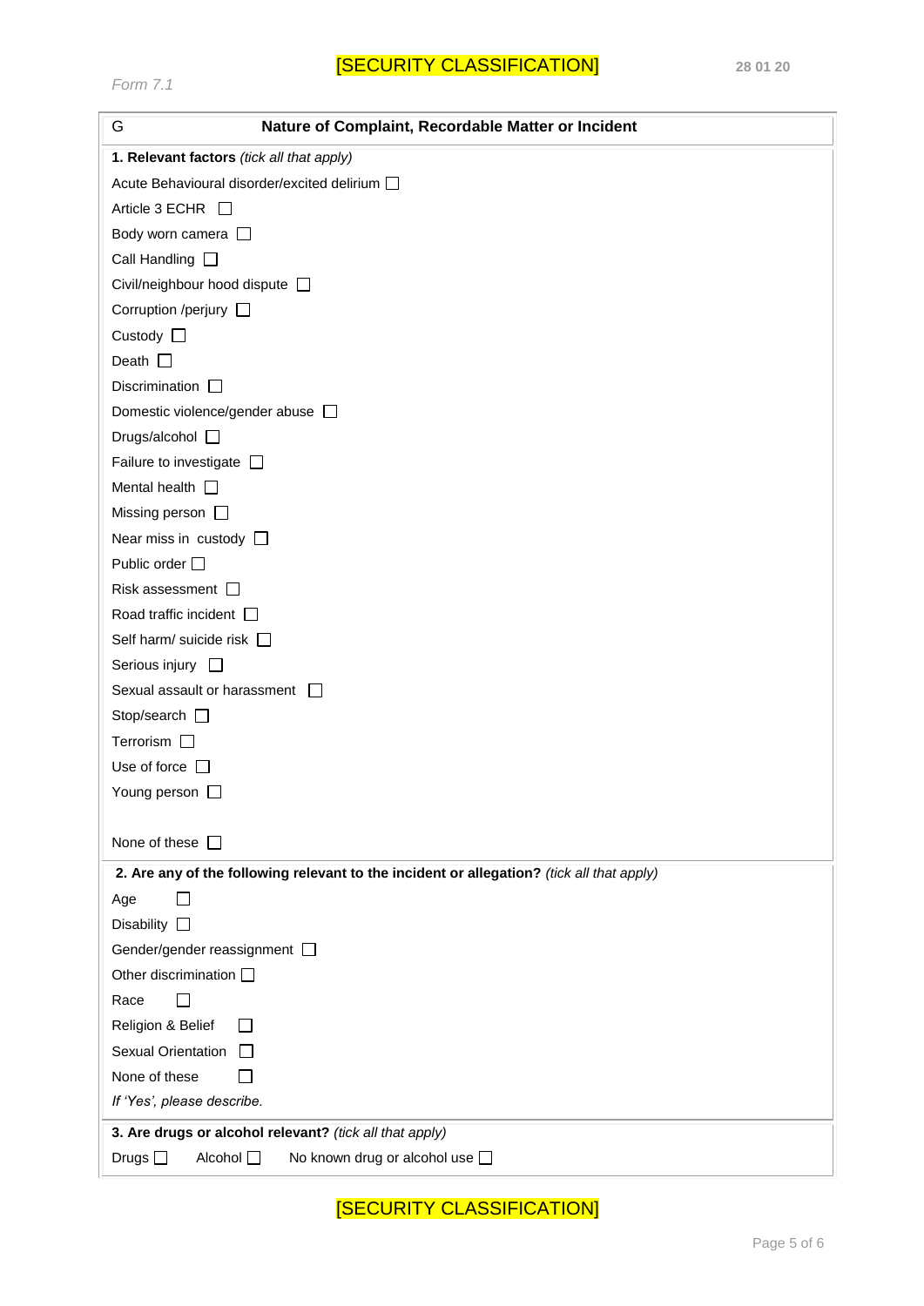Form 7.1

## G Nature of Complaint, Recordable Matter or Incident

**1. Relevant factors** *(tick all that apply)*

- Acute Behavioural disorder/excited delirium ☐
- Article 3 ECHR ☐
- Body worn camera ☐
- Call Handling ☐
- Civil/neighbour hood dispute ☐
- Corruption /perjury ☐
- Custody ☐
- Death ☐
- Discrimination ☐
- Domestic violence/gender abuse ☐
- Drugs/alcohol ☐
- Failure to investigate ☐
- Mental health ☐
- Missing person ☐
- Near miss in custody ☐
- Public order ☐
- Risk assessment ☐
- Road traffic incident ☐
- Self harm/ suicide risk ☐
- Serious injury ☐
- Sexual assault or harassment ☐
- Stop/search ☐
- Terrorism ☐
- Use of force ☐
- Young person ☐

- None of these ☐

**2. Are any of the following relevant to the incident or allegation?** *(tick all that apply)*

- Age ☐
- Disability ☐
- Gender/gender reassignment ☐
- Other discrimination ☐
- Race ☐
- Religion & Belief ☐
- Sexual Orientation ☐
- None of these ☐

*If 'Yes', please describe.*

**3. Are drugs or alcohol relevant?** *(tick all that apply)*

Drugs ☐ Alcohol ☐ No known drug or alcohol use ☐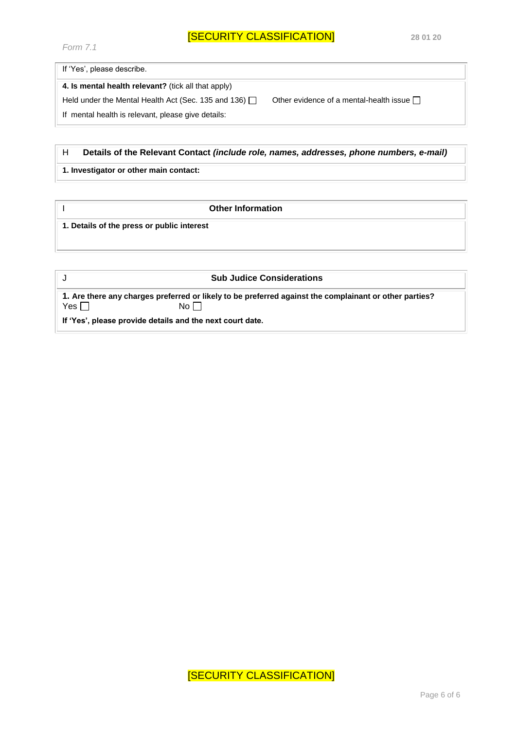If 'Yes', please describe.

**4. Is mental health relevant?** (tick all that apply)

Held under the Mental Health Act (Sec. 135 and 136) ☐ Other evidence of a mental-health issue ☐

If mental health is relevant, please give details:

## H Details of the Relevant Contact *(include role, names, addresses, phone numbers, e-mail)*

**1. Investigator or other main contact:**

## I Other Information

**1. Details of the press or public interest**

## J Sub Judice Considerations

**1. Are there any charges preferred or likely to be preferred against the complainant or other parties?**

Yes ☐ No ☐

**If 'Yes', please provide details and the next court date.**